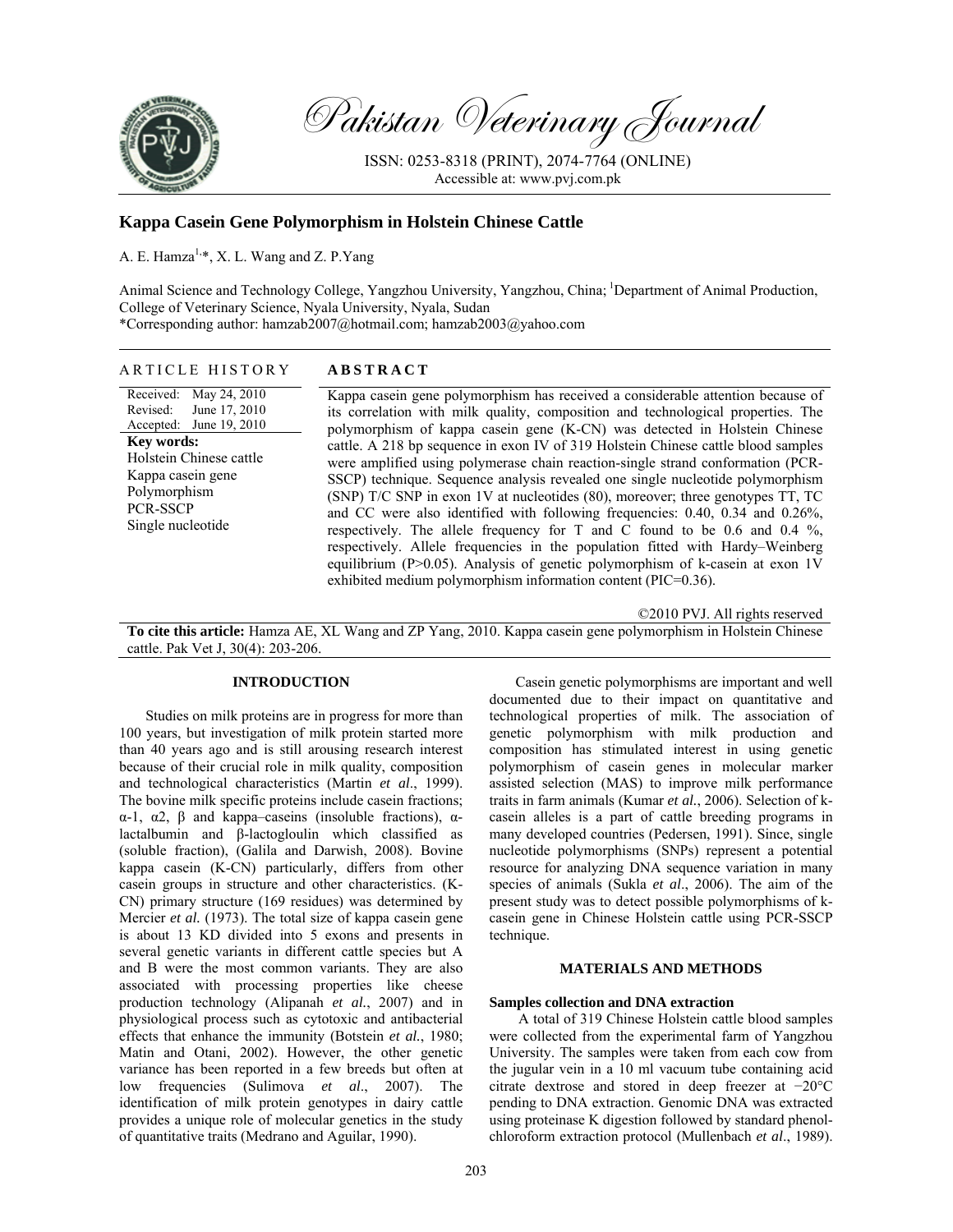# Kappa Casein Gene Polymorphism in Holstein Chinese Cattle

A. E. Hamza[1,*], X. L. Wang and Z. P.Yang

Animal Science and Technology College, Yangzhou University, Yangzhou, China; [1]Department of Animal Production, College of Veterinary Science, Nyala University, Nyala, Sudan

*Corresponding author: hamzab2007@hotmail.com; hamzab2003@yahoo.com

## ARTICLE HISTORY

Received: May 24, 2010
Revised: June 17, 2010
Accepted: June 19, 2010

**Key words:**
Holstein Chinese cattle
Kappa casein gene
Polymorphism
PCR-SSCP
Single nucleotide

## ABSTRACT

Kappa casein gene polymorphism has received a considerable attention because of its correlation with milk quality, composition and technological properties. The polymorphism of kappa casein gene (K-CN) was detected in Holstein Chinese cattle. A 218 bp sequence in exon IV of 319 Holstein Chinese cattle blood samples were amplified using polymerase chain reaction-single strand conformation (PCR-SSCP) technique. Sequence analysis revealed one single nucleotide polymorphism (SNP) T/C SNP in exon 1V at nucleotides (80), moreover; three genotypes TT, TC and CC were also identified with following frequencies: 0.40, 0.34 and 0.26%, respectively. The allele frequency for T and C found to be 0.6 and 0.4 %, respectively. Allele frequencies in the population fitted with Hardy–Weinberg equilibrium (P>0.05). Analysis of genetic polymorphism of k-casein at exon 1V exhibited medium polymorphism information content (PIC=0.36).

©2010 PVJ. All rights reserved

**To cite this article:** Hamza AE, XL Wang and ZP Yang, 2010. Kappa casein gene polymorphism in Holstein Chinese cattle. Pak Vet J, 30(4): 203-206.

## INTRODUCTION

Studies on milk proteins are in progress for more than 100 years, but investigation of milk protein started more than 40 years ago and is still arousing research interest because of their crucial role in milk quality, composition and technological characteristics (Martin *et al*., 1999). The bovine milk specific proteins include casein fractions; α-1, α2, β and kappa–caseins (insoluble fractions), α-lactalbumin and β-lactogloulin which classified as (soluble fraction), (Galila and Darwish, 2008). Bovine kappa casein (K-CN) particularly, differs from other casein groups in structure and other characteristics. (K-CN) primary structure (169 residues) was determined by Mercier *et al.* (1973). The total size of kappa casein gene is about 13 KD divided into 5 exons and presents in several genetic variants in different cattle species but A and B were the most common variants. They are also associated with processing properties like cheese production technology (Alipanah *et al.*, 2007) and in physiological process such as cytotoxic and antibacterial effects that enhance the immunity (Botstein *et al.*, 1980; Matin and Otani, 2002). However, the other genetic variance has been reported in a few breeds but often at low frequencies (Sulimova *et al*., 2007). The identification of milk protein genotypes in dairy cattle provides a unique role of molecular genetics in the study of quantitative traits (Medrano and Aguilar, 1990).

Casein genetic polymorphisms are important and well documented due to their impact on quantitative and technological properties of milk. The association of genetic polymorphism with milk production and composition has stimulated interest in using genetic polymorphism of casein genes in molecular marker assisted selection (MAS) to improve milk performance traits in farm animals (Kumar *et al.*, 2006). Selection of k-casein alleles is a part of cattle breeding programs in many developed countries (Pedersen, 1991). Since, single nucleotide polymorphisms (SNPs) represent a potential resource for analyzing DNA sequence variation in many species of animals (Sukla *et al*., 2006). The aim of the present study was to detect possible polymorphisms of k-casein gene in Chinese Holstein cattle using PCR-SSCP technique.

## MATERIALS AND METHODS

### Samples collection and DNA extraction

A total of 319 Chinese Holstein cattle blood samples were collected from the experimental farm of Yangzhou University. The samples were taken from each cow from the jugular vein in a 10 ml vacuum tube containing acid citrate dextrose and stored in deep freezer at −20°C pending to DNA extraction. Genomic DNA was extracted using proteinase K digestion followed by standard phenol-chloroform extraction protocol (Mullenbach *et al*., 1989).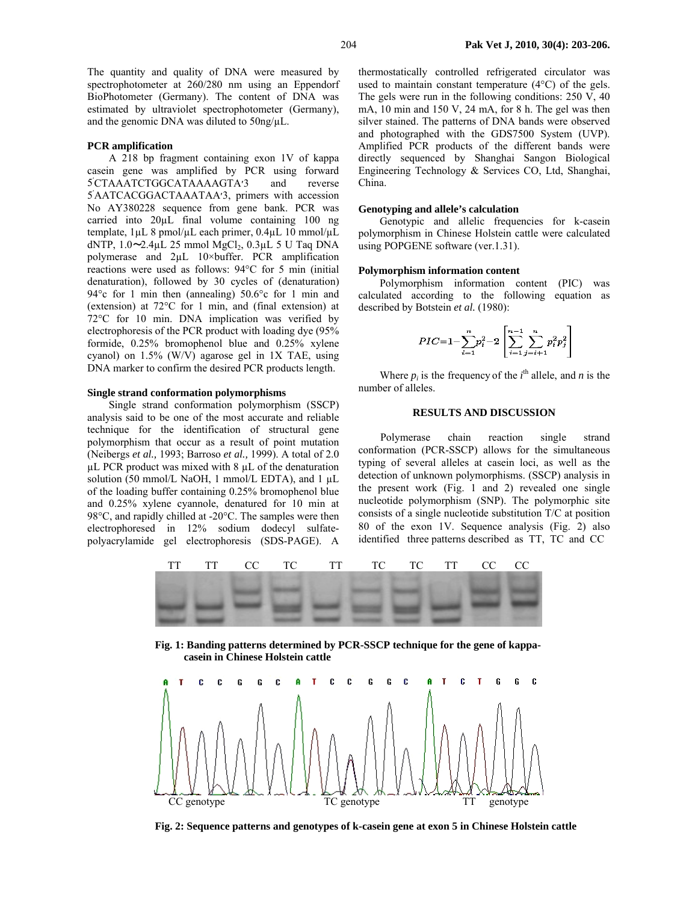The quantity and quality of DNA were measured by spectrophotometer at 260/280 nm using an Eppendorf BioPhotometer (Germany). The content of DNA was estimated by ultraviolet spectrophotometer (Germany), and the genomic DNA was diluted to 50ng/μL.

### PCR amplification

A 218 bp fragment containing exon 1V of kappa casein gene was amplified by PCR using forward 5′CTAAATCTGGCATAAAAGTA′3 and reverse 5′AATCACGGACTAAATAA′3, primers with accession No AY380228 sequence from gene bank. PCR was carried into 20μL final volume containing 100 ng template, 1μL 8 pmol/μL each primer, 0.4μL 10 mmol/μL dNTP, 1.0~2.4μL 25 mmol $MgCl_2$, 0.3μL 5 U Taq DNA polymerase and 2μL 10×buffer. PCR amplification reactions were used as follows: 94°C for 5 min (initial denaturation), followed by 30 cycles of (denaturation) 94°c for 1 min then (annealing) 50.6°c for 1 min and (extension) at 72°C for 1 min, and (final extension) at 72°C for 10 min. DNA implication was verified by electrophoresis of the PCR product with loading dye (95% formide, 0.25% bromophenol blue and 0.25% xylene cyanol) on 1.5% (W/V) agarose gel in 1X TAE, using DNA marker to confirm the desired PCR products length.

### Single strand conformation polymorphisms

Single strand conformation polymorphism (SSCP) analysis said to be one of the most accurate and reliable technique for the identification of structural gene polymorphism that occur as a result of point mutation (Neibergs *et al.,* 1993; Barroso *et al.,* 1999). A total of 2.0 μL PCR product was mixed with 8 μL of the denaturation solution (50 mmol/L NaOH, 1 mmol/L EDTA), and 1 μL of the loading buffer containing 0.25% bromophenol blue and 0.25% xylene cyannole, denatured for 10 min at 98°C, and rapidly chilled at -20°C. The samples were then electrophoresed in 12% sodium dodecyl sulfate-polyacrylamide gel electrophoresis (SDS-PAGE). A thermostatically controlled refrigerated circulator was used to maintain constant temperature (4°C) of the gels. The gels were run in the following conditions: 250 V, 40 mA, 10 min and 150 V, 24 mA, for 8 h. The gel was then silver stained. The patterns of DNA bands were observed and photographed with the GDS7500 System (UVP). Amplified PCR products of the different bands were directly sequenced by Shanghai Sangon Biological Engineering Technology & Services CO, Ltd, Shanghai, China.

### Genotyping and allele's calculation

Genotypic and allelic frequencies for k-casein polymorphism in Chinese Holstein cattle were calculated using POPGENE software (ver.1.31).

### Polymorphism information content

Polymorphism information content (PIC) was calculated according to the following equation as described by Botstein *et al.* (1980):

$$PIC = 1 - \sum_{i=1}^{n} p_i^2 - 2\left[\sum_{i=1}^{n-1}\sum_{j=i+1}^{n} p_i^2 p_j^2\right]$$

Where $p_i$ is the frequency of the $i^{th}$ allele, and $n$ is the number of alleles.

## RESULTS AND DISCUSSION

Polymerase chain reaction single strand conformation (PCR-SSCP) allows for the simultaneous typing of several alleles at casein loci, as well as the detection of unknown polymorphisms. (SSCP) analysis in the present work (Fig. 1 and 2) revealed one single nucleotide polymorphism (SNP). The polymorphic site consists of a single nucleotide substitution T/C at position 80 of the exon 1V. Sequence analysis (Fig. 2) also identified three patterns described as TT, TC and CC

TT TT CC TC TT TC TC TT CC CC

**Fig. 1: Banding patterns determined by PCR-SSCP technique for the gene of kappa-casein in Chinese Holstein cattle**

CC genotype TC genotype TT genotype

**Fig. 2: Sequence patterns and genotypes of k-casein gene at exon 5 in Chinese Holstein cattle**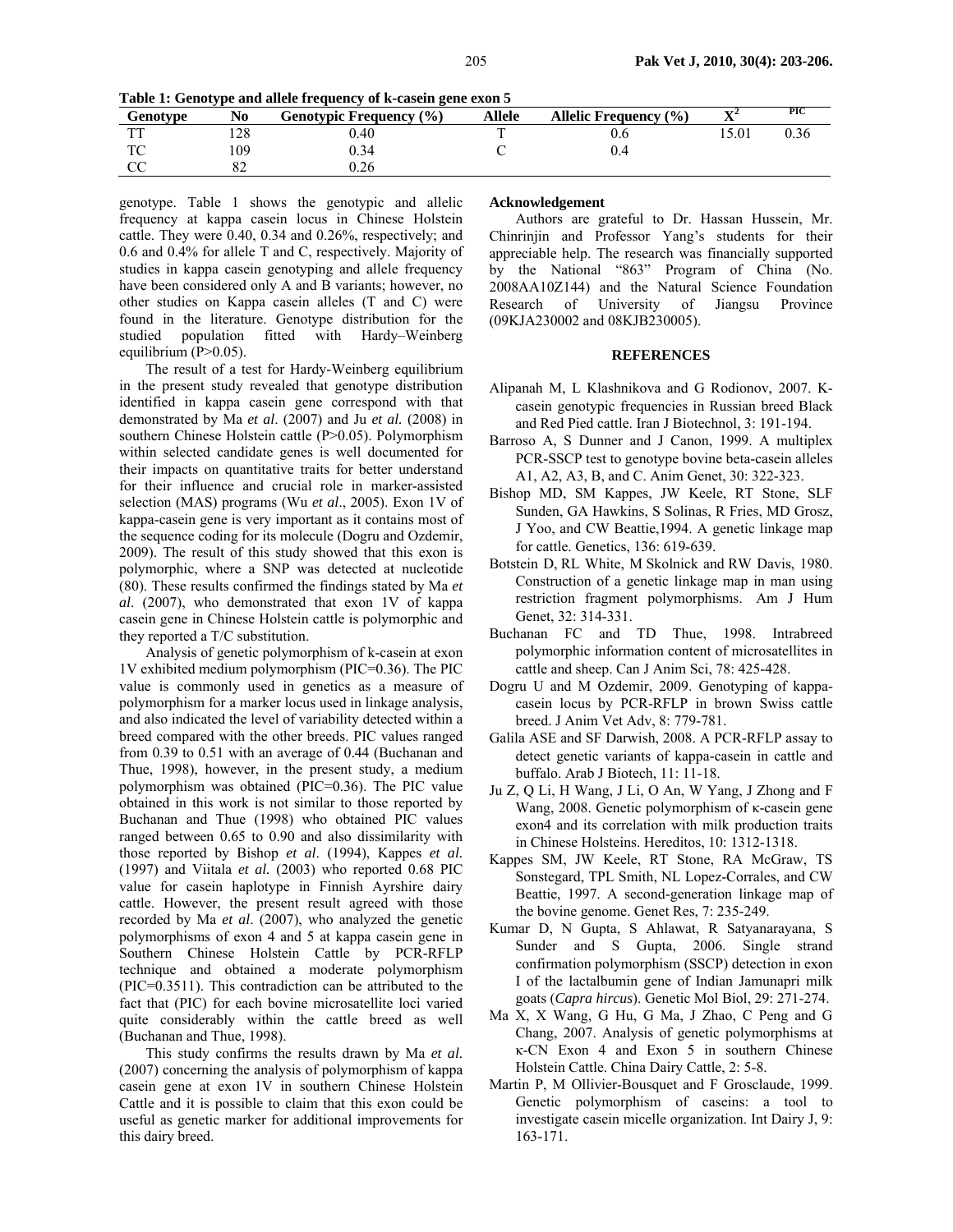**Table 1: Genotype and allele frequency of k-casein gene exon 5**

| Genotype | No | Genotypic Frequency (%) | Allele | Allelic Frequency (%) | $X^2$ | PIC |
|---|---|---|---|---|---|---|
| TT | 128 | 0.40 | T | 0.6 | 15.01 | 0.36 |
| TC | 109 | 0.34 | C | 0.4 | | |
| CC | 82 | 0.26 | | | | |

genotype. Table 1 shows the genotypic and allelic frequency at kappa casein locus in Chinese Holstein cattle. They were 0.40, 0.34 and 0.26%, respectively; and 0.6 and 0.4% for allele T and C, respectively. Majority of studies in kappa casein genotyping and allele frequency have been considered only A and B variants; however, no other studies on Kappa casein alleles (T and C) were found in the literature. Genotype distribution for the studied population fitted with Hardy–Weinberg equilibrium (P>0.05).

The result of a test for Hardy-Weinberg equilibrium in the present study revealed that genotype distribution identified in kappa casein gene correspond with that demonstrated by Ma *et al*. (2007) and Ju *et al.* (2008) in southern Chinese Holstein cattle (P>0.05). Polymorphism within selected candidate genes is well documented for their impacts on quantitative traits for better understand for their influence and crucial role in marker-assisted selection (MAS) programs (Wu *et al*., 2005). Exon 1V of kappa-casein gene is very important as it contains most of the sequence coding for its molecule (Dogru and Ozdemir, 2009). The result of this study showed that this exon is polymorphic, where a SNP was detected at nucleotide (80). These results confirmed the findings stated by Ma *et al*. (2007), who demonstrated that exon 1V of kappa casein gene in Chinese Holstein cattle is polymorphic and they reported a T/C substitution.

Analysis of genetic polymorphism of k-casein at exon 1V exhibited medium polymorphism (PIC=0.36). The PIC value is commonly used in genetics as a measure of polymorphism for a marker locus used in linkage analysis, and also indicated the level of variability detected within a breed compared with the other breeds. PIC values ranged from 0.39 to 0.51 with an average of 0.44 (Buchanan and Thue, 1998), however, in the present study, a medium polymorphism was obtained (PIC=0.36). The PIC value obtained in this work is not similar to those reported by Buchanan and Thue (1998) who obtained PIC values ranged between 0.65 to 0.90 and also dissimilarity with those reported by Bishop *et al*. (1994), Kappes *et al.* (1997) and Viitala *et al.* (2003) who reported 0.68 PIC value for casein haplotype in Finnish Ayrshire dairy cattle. However, the present result agreed with those recorded by Ma *et al*. (2007), who analyzed the genetic polymorphisms of exon 4 and 5 at kappa casein gene in Southern Chinese Holstein Cattle by PCR-RFLP technique and obtained a moderate polymorphism (PIC=0.3511). This contradiction can be attributed to the fact that (PIC) for each bovine microsatellite loci varied quite considerably within the cattle breed as well (Buchanan and Thue, 1998).

This study confirms the results drawn by Ma *et al.* (2007) concerning the analysis of polymorphism of kappa casein gene at exon 1V in southern Chinese Holstein Cattle and it is possible to claim that this exon could be useful as genetic marker for additional improvements for this dairy breed.

## Acknowledgement

Authors are grateful to Dr. Hassan Hussein, Mr. Chinrinjin and Professor Yang's students for their appreciable help. The research was financially supported by the National "863" Program of China (No. 2008AA10Z144) and the Natural Science Foundation Research of University of Jiangsu Province (09KJA230002 and 08KJB230005).

## REFERENCES

Alipanah M, L Klashnikova and G Rodionov, 2007. K-casein genotypic frequencies in Russian breed Black and Red Pied cattle. Iran J Biotechnol, 3: 191-194.

Barroso A, S Dunner and J Canon, 1999. A multiplex PCR-SSCP test to genotype bovine beta-casein alleles A1, A2, A3, B, and C. Anim Genet, 30: 322-323.

Bishop MD, SM Kappes, JW Keele, RT Stone, SLF Sunden, GA Hawkins, S Solinas, R Fries, MD Grosz, J Yoo, and CW Beattie,1994. A genetic linkage map for cattle. Genetics, 136: 619-639.

Botstein D, RL White, M Skolnick and RW Davis, 1980. Construction of a genetic linkage map in man using restriction fragment polymorphisms. Am J Hum Genet, 32: 314-331.

Buchanan FC and TD Thue, 1998. Intrabreed polymorphic information content of microsatellites in cattle and sheep. Can J Anim Sci, 78: 425-428.

Dogru U and M Ozdemir, 2009. Genotyping of kappa-casein locus by PCR-RFLP in brown Swiss cattle breed. J Anim Vet Adv, 8: 779-781.

Galila ASE and SF Darwish, 2008. A PCR-RFLP assay to detect genetic variants of kappa-casein in cattle and buffalo. Arab J Biotech, 11: 11-18.

Ju Z, Q Li, H Wang, J Li, O An, W Yang, J Zhong and F Wang, 2008. Genetic polymorphism of κ-casein gene exon4 and its correlation with milk production traits in Chinese Holsteins. Hereditos, 10: 1312-1318.

Kappes SM, JW Keele, RT Stone, RA McGraw, TS Sonstegard, TPL Smith, NL Lopez-Corrales, and CW Beattie, 1997. A second-generation linkage map of the bovine genome. Genet Res, 7: 235-249.

Kumar D, N Gupta, S Ahlawat, R Satyanarayana, S Sunder and S Gupta, 2006. Single strand confirmation polymorphism (SSCP) detection in exon I of the lactalbumin gene of Indian Jamunapri milk goats (*Capra hircus*). Genetic Mol Biol, 29: 271-274.

Ma X, X Wang, G Hu, G Ma, J Zhao, C Peng and G Chang, 2007. Analysis of genetic polymorphisms at κ-CN Exon 4 and Exon 5 in southern Chinese Holstein Cattle. China Dairy Cattle, 2: 5-8.

Martin P, M Ollivier-Bousquet and F Grosclaude, 1999. Genetic polymorphism of caseins: a tool to investigate casein micelle organization. Int Dairy J, 9: 163-171.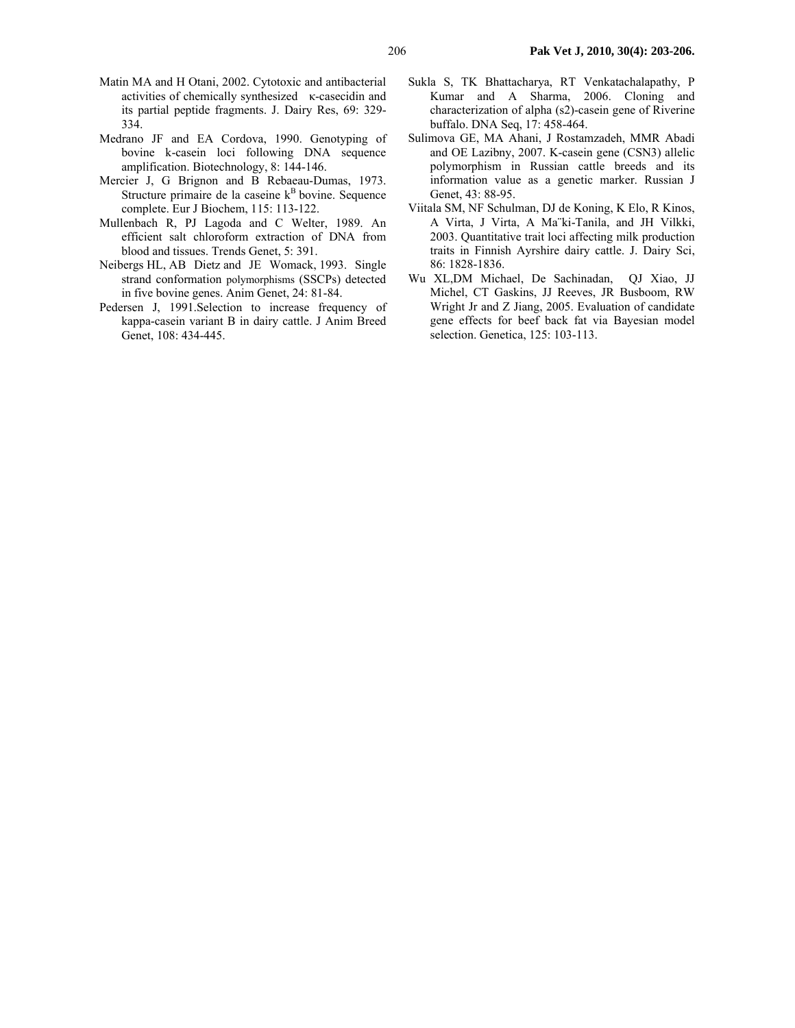Matin MA and H Otani, 2002. Cytotoxic and antibacterial activities of chemically synthesized κ-casecidin and its partial peptide fragments. J. Dairy Res, 69: 329-334.

Medrano JF and EA Cordova, 1990. Genotyping of bovine k-casein loci following DNA sequence amplification. Biotechnology, 8: 144-146.

Mercier J, G Brignon and B Rebaeau-Dumas, 1973. Structure primaire de la caseine k$^B$ bovine. Sequence complete. Eur J Biochem, 115: 113-122.

Mullenbach R, PJ Lagoda and C Welter, 1989. An efficient salt chloroform extraction of DNA from blood and tissues. Trends Genet, 5: 391.

Neibergs HL, AB Dietz and JE Womack, 1993. Single strand conformation polymorphisms (SSCPs) detected in five bovine genes. Anim Genet, 24: 81-84.

Pedersen J, 1991.Selection to increase frequency of kappa-casein variant B in dairy cattle. J Anim Breed Genet, 108: 434-445.

Sukla S, TK Bhattacharya, RT Venkatachalapathy, P Kumar and A Sharma, 2006. Cloning and characterization of alpha (s2)-casein gene of Riverine buffalo. DNA Seq, 17: 458-464.

Sulimova GE, MA Ahani, J Rostamzadeh, MMR Abadi and OE Lazibny, 2007. K-casein gene (CSN3) allelic polymorphism in Russian cattle breeds and its information value as a genetic marker. Russian J Genet, 43: 88-95.

Viitala SM, NF Schulman, DJ de Koning, K Elo, R Kinos, A Virta, J Virta, A Ma¨ki-Tanila, and JH Vilkki, 2003. Quantitative trait loci affecting milk production traits in Finnish Ayrshire dairy cattle. J. Dairy Sci, 86: 1828-1836.

Wu XL,DM Michael, De Sachinadan, QJ Xiao, JJ Michel, CT Gaskins, JJ Reeves, JR Busboom, RW Wright Jr and Z Jiang, 2005. Evaluation of candidate gene effects for beef back fat via Bayesian model selection. Genetica, 125: 103-113.